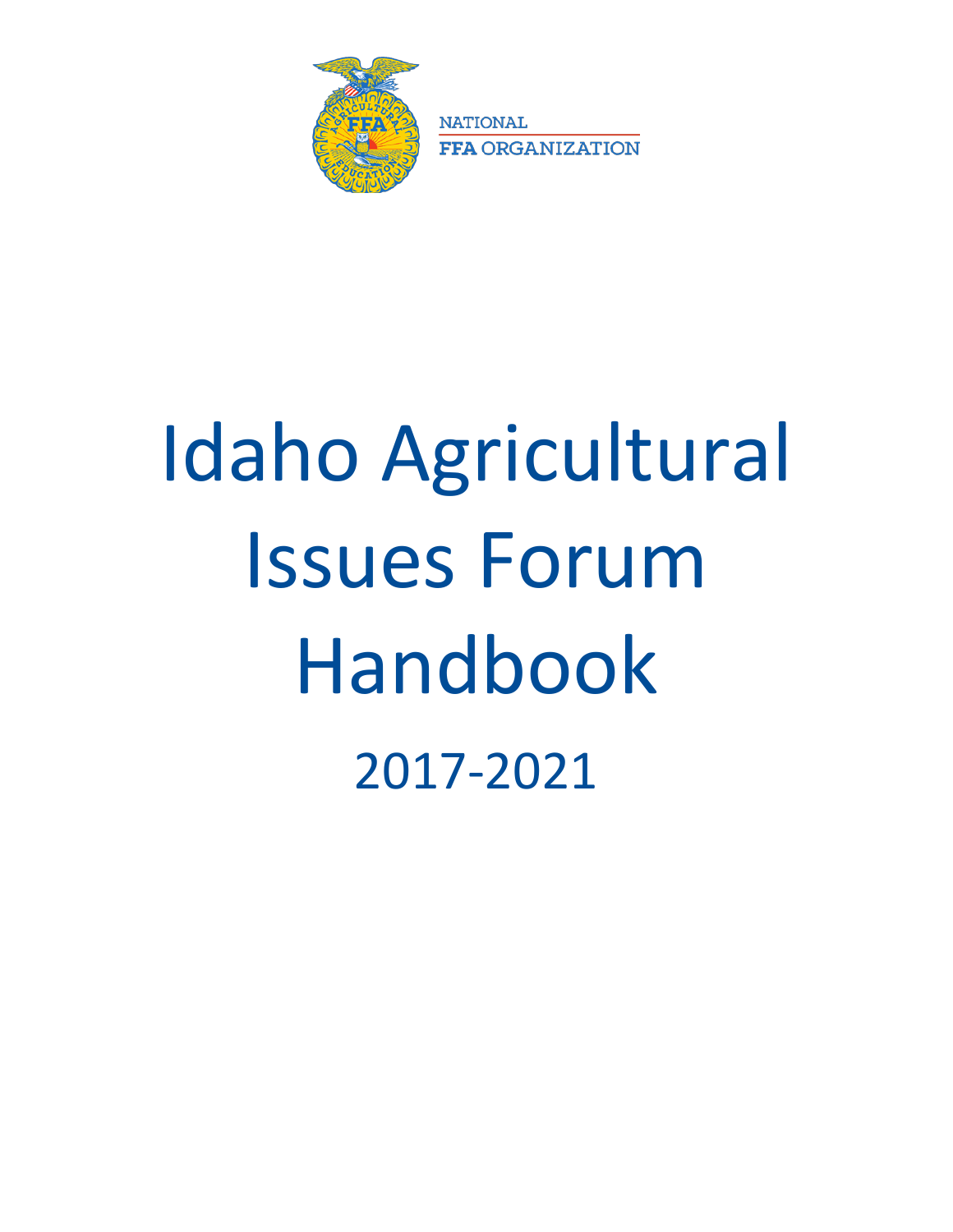NATIONAL
FFA ORGANIZATION

# Idaho Agricultural Issues Forum Handbook

2017-2021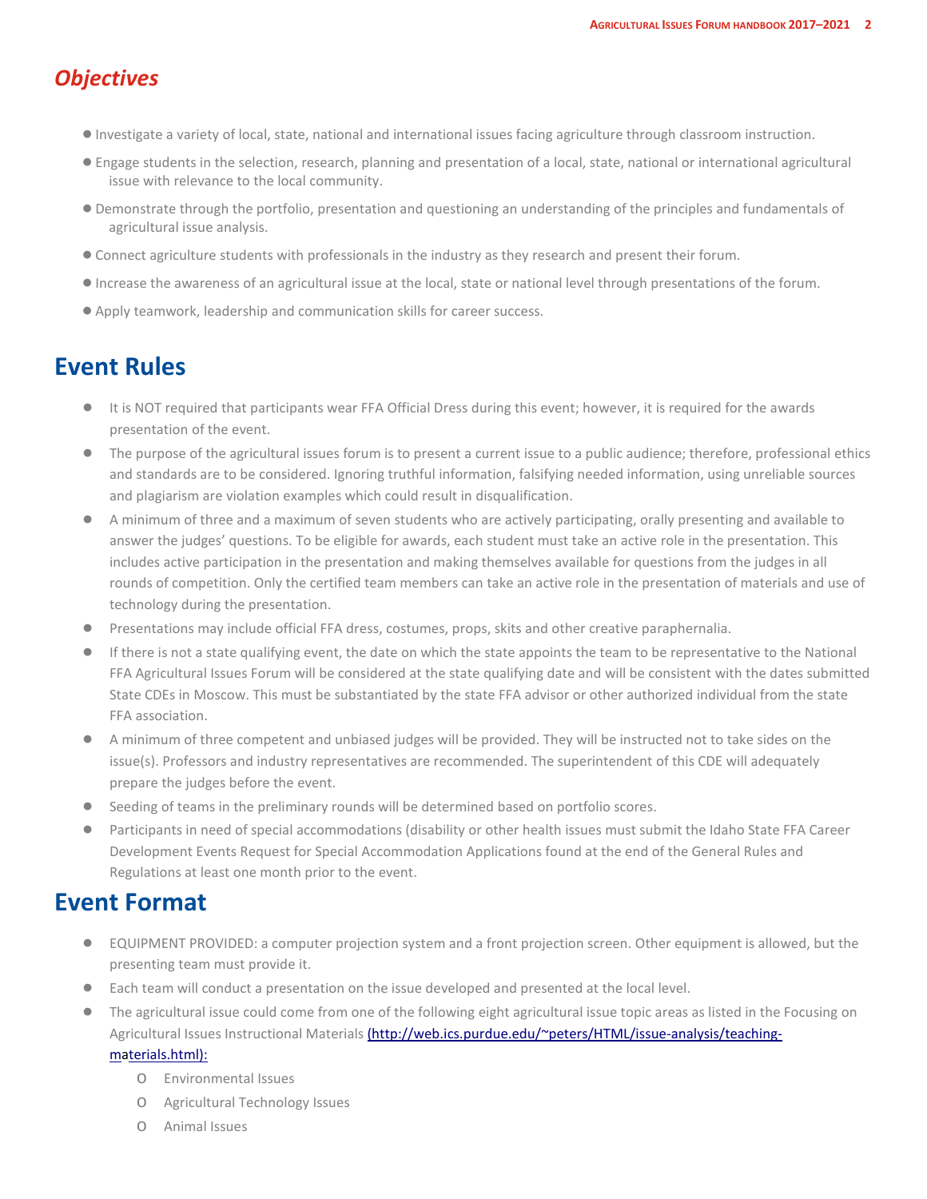## *Objectives*

- Investigate a variety of local, state, national and international issues facing agriculture through classroom instruction.
- Engage students in the selection, research, planning and presentation of a local, state, national or international agricultural issue with relevance to the local community.
- Demonstrate through the portfolio, presentation and questioning an understanding of the principles and fundamentals of agricultural issue analysis.
- Connect agriculture students with professionals in the industry as they research and present their forum.
- Increase the awareness of an agricultural issue at the local, state or national level through presentations of the forum.
- Apply teamwork, leadership and communication skills for career success.

## Event Rules

- It is NOT required that participants wear FFA Official Dress during this event; however, it is required for the awards presentation of the event.
- The purpose of the agricultural issues forum is to present a current issue to a public audience; therefore, professional ethics and standards are to be considered. Ignoring truthful information, falsifying needed information, using unreliable sources and plagiarism are violation examples which could result in disqualification.
- A minimum of three and a maximum of seven students who are actively participating, orally presenting and available to answer the judges' questions. To be eligible for awards, each student must take an active role in the presentation. This includes active participation in the presentation and making themselves available for questions from the judges in all rounds of competition. Only the certified team members can take an active role in the presentation of materials and use of technology during the presentation.
- Presentations may include official FFA dress, costumes, props, skits and other creative paraphernalia.
- If there is not a state qualifying event, the date on which the state appoints the team to be representative to the National FFA Agricultural Issues Forum will be considered at the state qualifying date and will be consistent with the dates submitted State CDEs in Moscow. This must be substantiated by the state FFA advisor or other authorized individual from the state FFA association.
- A minimum of three competent and unbiased judges will be provided. They will be instructed not to take sides on the issue(s). Professors and industry representatives are recommended. The superintendent of this CDE will adequately prepare the judges before the event.
- Seeding of teams in the preliminary rounds will be determined based on portfolio scores.
- Participants in need of special accommodations (disability or other health issues must submit the Idaho State FFA Career Development Events Request for Special Accommodation Applications found at the end of the General Rules and Regulations at least one month prior to the event.

## Event Format

- EQUIPMENT PROVIDED: a computer projection system and a front projection screen. Other equipment is allowed, but the presenting team must provide it.
- Each team will conduct a presentation on the issue developed and presented at the local level.
- The agricultural issue could come from one of the following eight agricultural issue topic areas as listed in the Focusing on Agricultural Issues Instructional Materials (http://web.ics.purdue.edu/~peters/HTML/issue-analysis/teaching-materials.html):
  - Environmental Issues
  - Agricultural Technology Issues
  - Animal Issues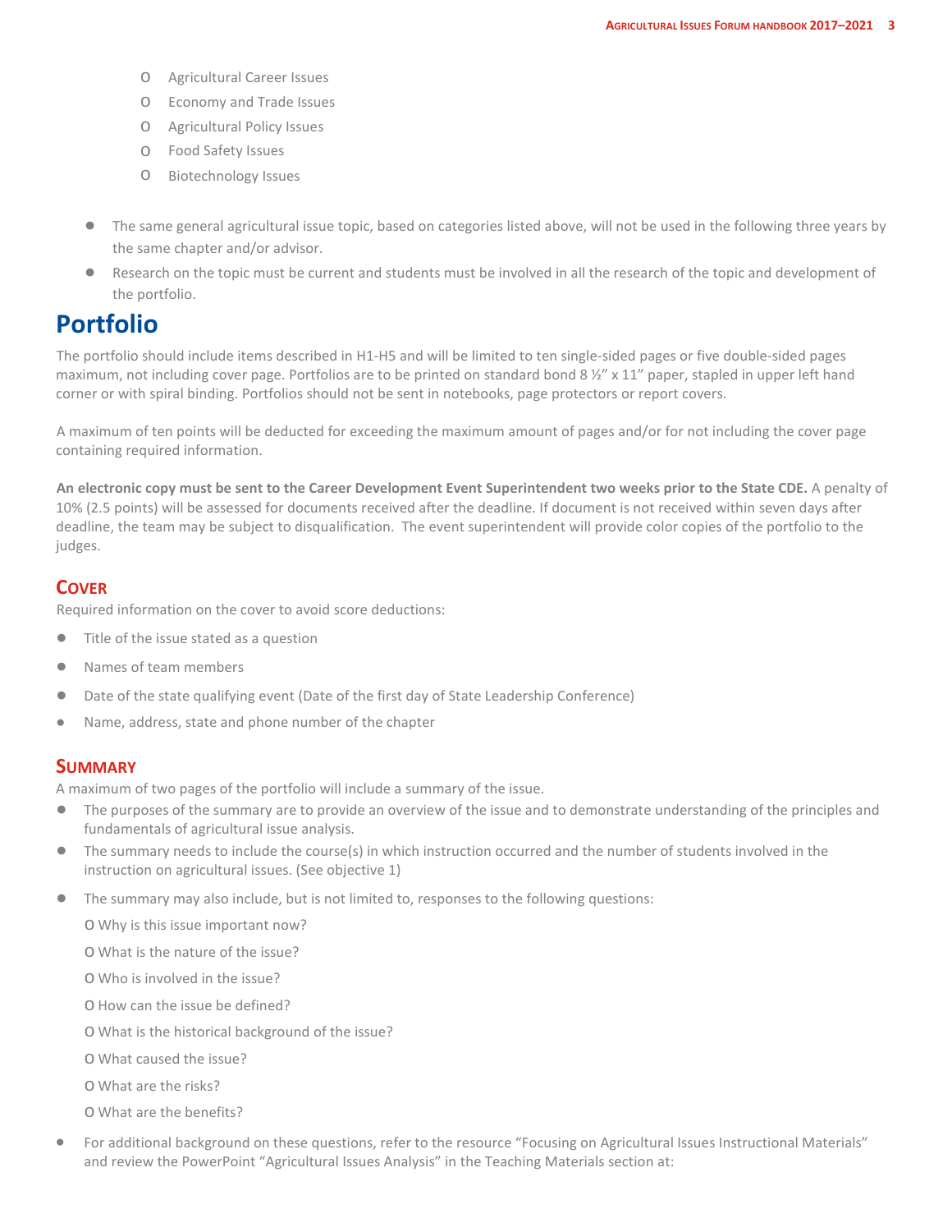- Agricultural Career Issues
  - Economy and Trade Issues
  - Agricultural Policy Issues
  - Food Safety Issues
  - Biotechnology Issues

- The same general agricultural issue topic, based on categories listed above, will not be used in the following three years by the same chapter and/or advisor.
- Research on the topic must be current and students must be involved in all the research of the topic and development of the portfolio.

# Portfolio

The portfolio should include items described in H1-H5 and will be limited to ten single-sided pages or five double-sided pages maximum, not including cover page. Portfolios are to be printed on standard bond 8 ½" x 11" paper, stapled in upper left hand corner or with spiral binding. Portfolios should not be sent in notebooks, page protectors or report covers.

A maximum of ten points will be deducted for exceeding the maximum amount of pages and/or for not including the cover page containing required information.

**An electronic copy must be sent to the Career Development Event Superintendent two weeks prior to the State CDE.** A penalty of 10% (2.5 points) will be assessed for documents received after the deadline. If document is not received within seven days after deadline, the team may be subject to disqualification. The event superintendent will provide color copies of the portfolio to the judges.

## Cover

Required information on the cover to avoid score deductions:

- Title of the issue stated as a question
- Names of team members
- Date of the state qualifying event (Date of the first day of State Leadership Conference)
- Name, address, state and phone number of the chapter

## Summary

A maximum of two pages of the portfolio will include a summary of the issue.

- The purposes of the summary are to provide an overview of the issue and to demonstrate understanding of the principles and fundamentals of agricultural issue analysis.
- The summary needs to include the course(s) in which instruction occurred and the number of students involved in the instruction on agricultural issues. (See objective 1)
- The summary may also include, but is not limited to, responses to the following questions:
  - Why is this issue important now?
  - What is the nature of the issue?
  - Who is involved in the issue?
  - How can the issue be defined?
  - What is the historical background of the issue?
  - What caused the issue?
  - What are the risks?
  - What are the benefits?
- For additional background on these questions, refer to the resource "Focusing on Agricultural Issues Instructional Materials" and review the PowerPoint "Agricultural Issues Analysis" in the Teaching Materials section at: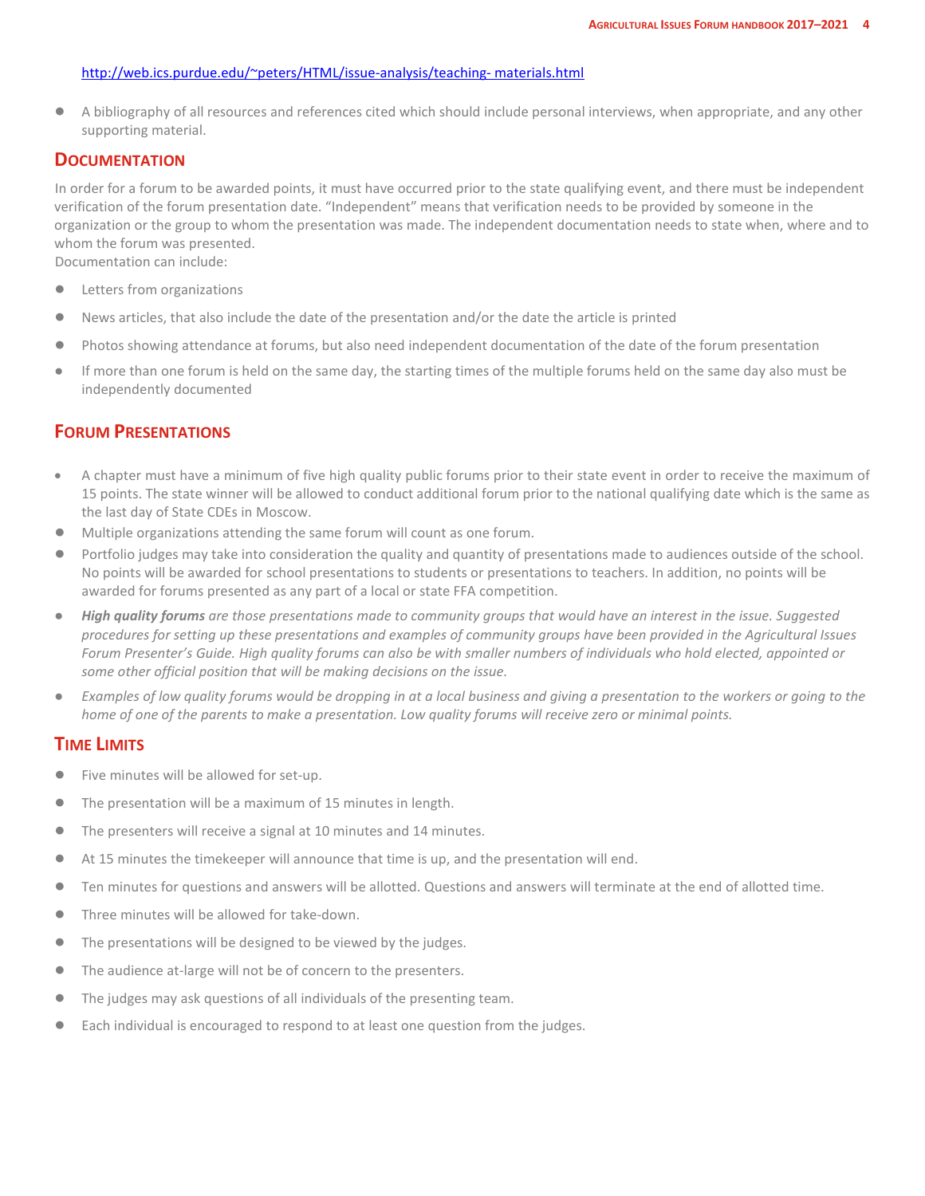http://web.ics.purdue.edu/~peters/HTML/issue-analysis/teaching- materials.html

- A bibliography of all resources and references cited which should include personal interviews, when appropriate, and any other supporting material.

## Documentation

In order for a forum to be awarded points, it must have occurred prior to the state qualifying event, and there must be independent verification of the forum presentation date. "Independent" means that verification needs to be provided by someone in the organization or the group to whom the presentation was made. The independent documentation needs to state when, where and to whom the forum was presented.
Documentation can include:

- Letters from organizations
- News articles, that also include the date of the presentation and/or the date the article is printed
- Photos showing attendance at forums, but also need independent documentation of the date of the forum presentation
- If more than one forum is held on the same day, the starting times of the multiple forums held on the same day also must be independently documented

## Forum Presentations

- A chapter must have a minimum of five high quality public forums prior to their state event in order to receive the maximum of 15 points. The state winner will be allowed to conduct additional forum prior to the national qualifying date which is the same as the last day of State CDEs in Moscow.
- Multiple organizations attending the same forum will count as one forum.
- Portfolio judges may take into consideration the quality and quantity of presentations made to audiences outside of the school. No points will be awarded for school presentations to students or presentations to teachers. In addition, no points will be awarded for forums presented as any part of a local or state FFA competition.
- ***High quality forums*** *are those presentations made to community groups that would have an interest in the issue. Suggested procedures for setting up these presentations and examples of community groups have been provided in the Agricultural Issues Forum Presenter's Guide. High quality forums can also be with smaller numbers of individuals who hold elected, appointed or some other official position that will be making decisions on the issue.*
- *Examples of low quality forums would be dropping in at a local business and giving a presentation to the workers or going to the home of one of the parents to make a presentation. Low quality forums will receive zero or minimal points.*

## Time Limits

- Five minutes will be allowed for set-up.
- The presentation will be a maximum of 15 minutes in length.
- The presenters will receive a signal at 10 minutes and 14 minutes.
- At 15 minutes the timekeeper will announce that time is up, and the presentation will end.
- Ten minutes for questions and answers will be allotted. Questions and answers will terminate at the end of allotted time.
- Three minutes will be allowed for take-down.
- The presentations will be designed to be viewed by the judges.
- The audience at-large will not be of concern to the presenters.
- The judges may ask questions of all individuals of the presenting team.
- Each individual is encouraged to respond to at least one question from the judges.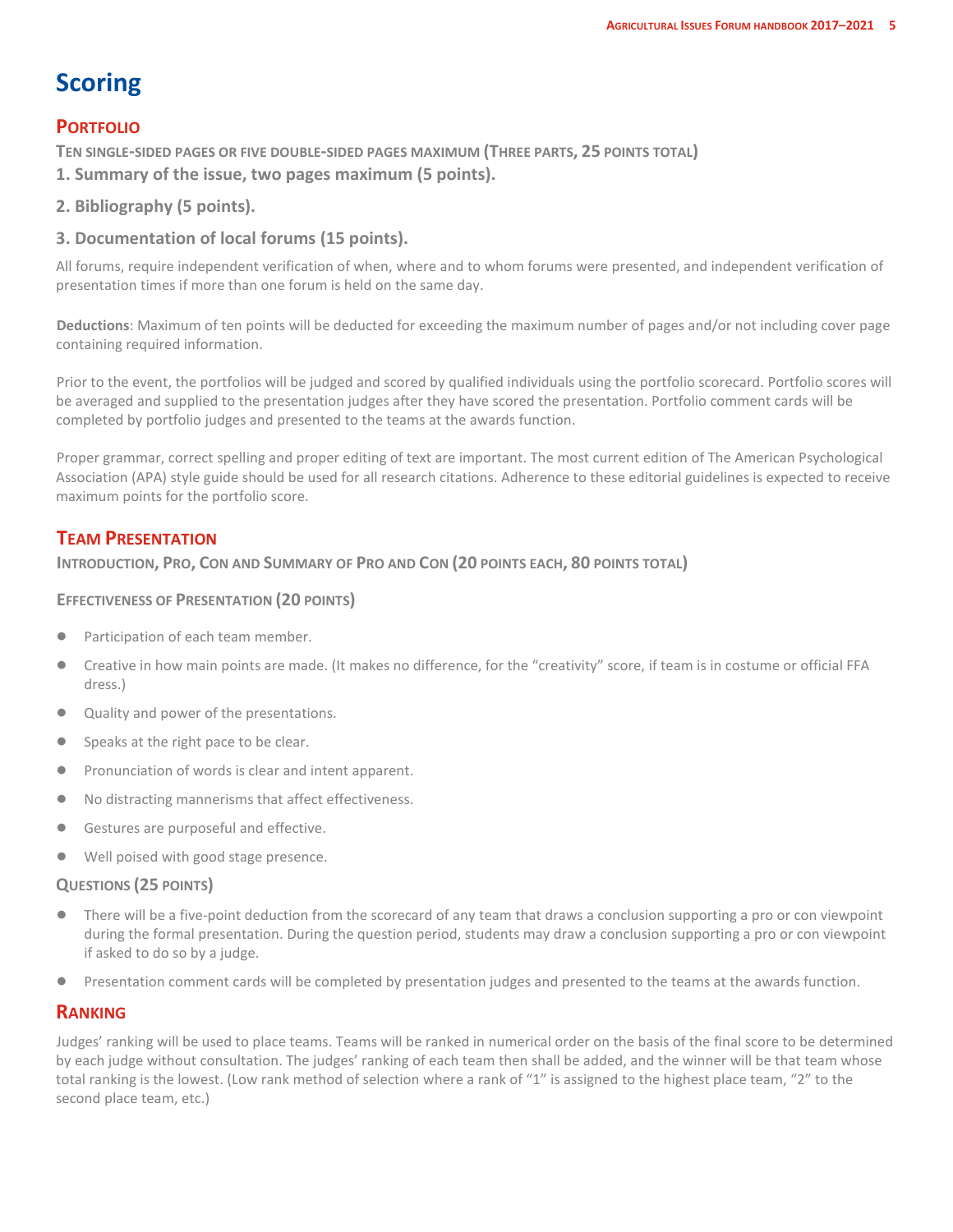# Scoring

## Portfolio

**Ten single-sided pages or five double-sided pages maximum (Three parts, 25 points total)**

### 1. Summary of the issue, two pages maximum (5 points).

### 2. Bibliography (5 points).

### 3. Documentation of local forums (15 points).

All forums, require independent verification of when, where and to whom forums were presented, and independent verification of presentation times if more than one forum is held on the same day.

**Deductions**: Maximum of ten points will be deducted for exceeding the maximum number of pages and/or not including cover page containing required information.

Prior to the event, the portfolios will be judged and scored by qualified individuals using the portfolio scorecard. Portfolio scores will be averaged and supplied to the presentation judges after they have scored the presentation. Portfolio comment cards will be completed by portfolio judges and presented to the teams at the awards function.

Proper grammar, correct spelling and proper editing of text are important. The most current edition of The American Psychological Association (APA) style guide should be used for all research citations. Adherence to these editorial guidelines is expected to receive maximum points for the portfolio score.

## Team Presentation

**Introduction, Pro, Con and Summary of Pro and Con (20 points each, 80 points total)**

**Effectiveness of Presentation (20 points)**

- Participation of each team member.
- Creative in how main points are made. (It makes no difference, for the "creativity" score, if team is in costume or official FFA dress.)
- Quality and power of the presentations.
- Speaks at the right pace to be clear.
- Pronunciation of words is clear and intent apparent.
- No distracting mannerisms that affect effectiveness.
- Gestures are purposeful and effective.
- Well poised with good stage presence.

**Questions (25 points)**

- There will be a five-point deduction from the scorecard of any team that draws a conclusion supporting a pro or con viewpoint during the formal presentation. During the question period, students may draw a conclusion supporting a pro or con viewpoint if asked to do so by a judge.
- Presentation comment cards will be completed by presentation judges and presented to the teams at the awards function.

## Ranking

Judges' ranking will be used to place teams. Teams will be ranked in numerical order on the basis of the final score to be determined by each judge without consultation. The judges' ranking of each team then shall be added, and the winner will be that team whose total ranking is the lowest. (Low rank method of selection where a rank of "1" is assigned to the highest place team, "2" to the second place team, etc.)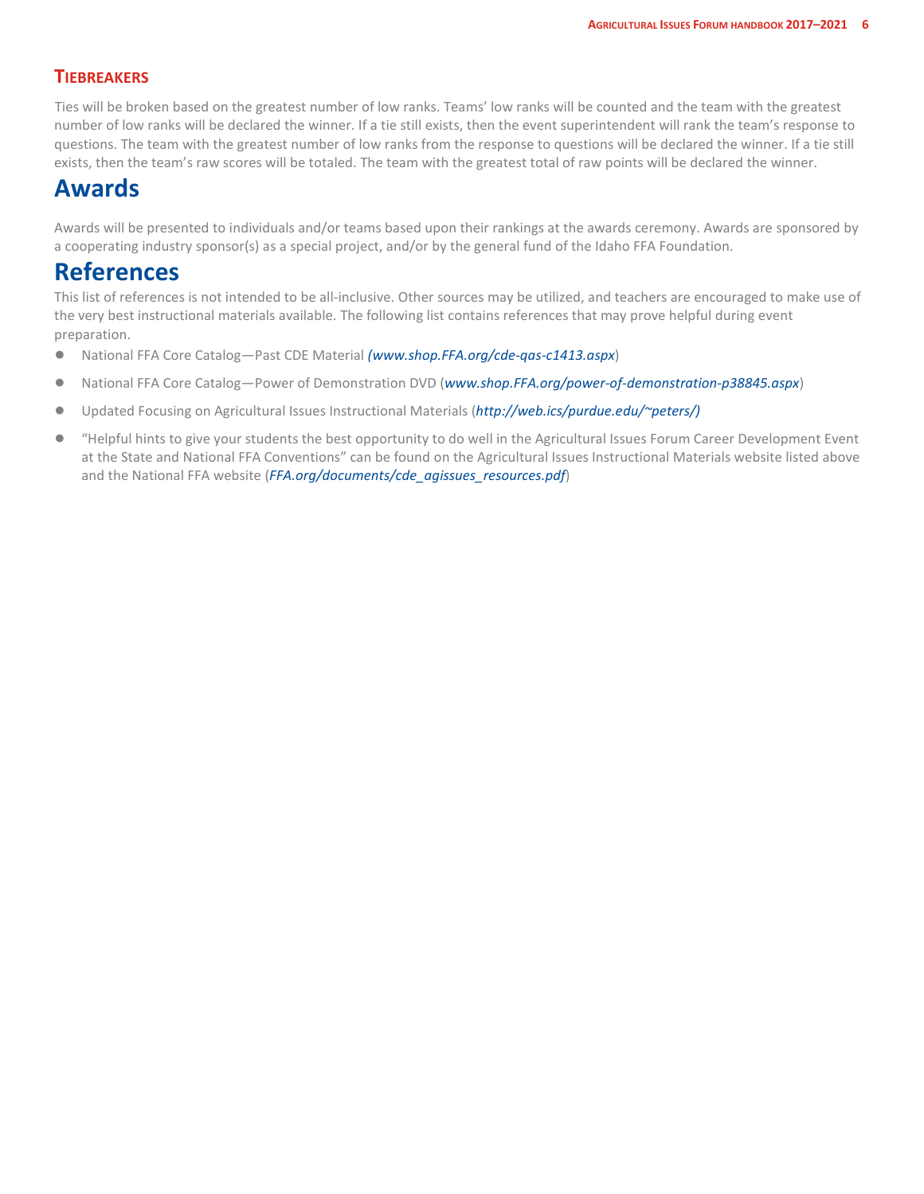### Tiebreakers

Ties will be broken based on the greatest number of low ranks. Teams' low ranks will be counted and the team with the greatest number of low ranks will be declared the winner. If a tie still exists, then the event superintendent will rank the team's response to questions. The team with the greatest number of low ranks from the response to questions will be declared the winner. If a tie still exists, then the team's raw scores will be totaled. The team with the greatest total of raw points will be declared the winner.

# Awards

Awards will be presented to individuals and/or teams based upon their rankings at the awards ceremony. Awards are sponsored by a cooperating industry sponsor(s) as a special project, and/or by the general fund of the Idaho FFA Foundation.

# References

This list of references is not intended to be all-inclusive. Other sources may be utilized, and teachers are encouraged to make use of the very best instructional materials available. The following list contains references that may prove helpful during event preparation.

- National FFA Core Catalog—Past CDE Material *(www.shop.FFA.org/cde-qas-c1413.aspx*)
- National FFA Core Catalog—Power of Demonstration DVD (*www.shop.FFA.org/power-of-demonstration-p38845.aspx*)
- Updated Focusing on Agricultural Issues Instructional Materials (*http://web.ics/purdue.edu/~peters/)*
- "Helpful hints to give your students the best opportunity to do well in the Agricultural Issues Forum Career Development Event at the State and National FFA Conventions" can be found on the Agricultural Issues Instructional Materials website listed above and the National FFA website (*FFA.org/documents/cde_agissues_resources.pdf*)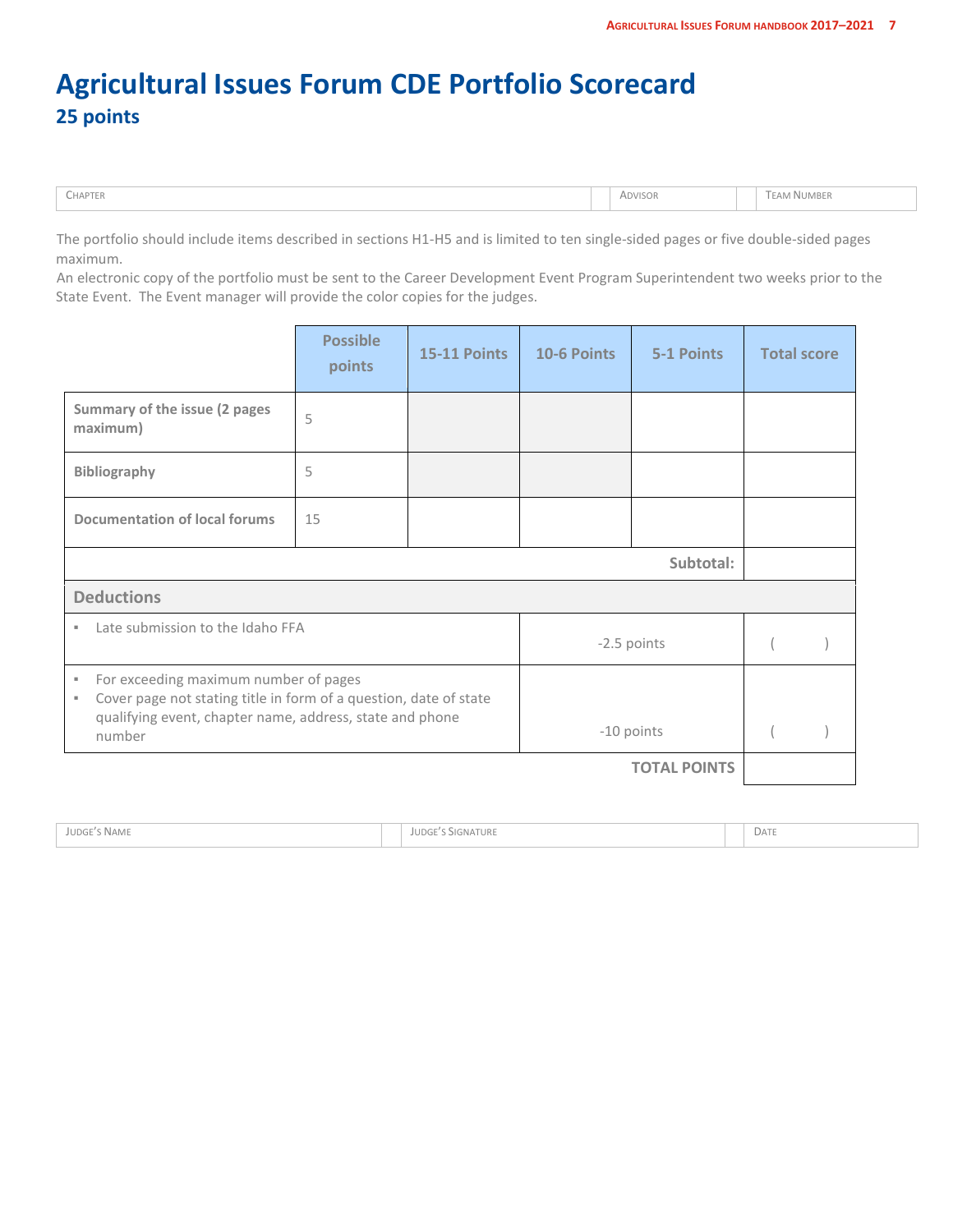# Agricultural Issues Forum CDE Portfolio Scorecard

## 25 points

| Chapter | Advisor | Team Number |
|---|---|---|
| | | |

The portfolio should include items described in sections H1-H5 and is limited to ten single-sided pages or five double-sided pages maximum.
An electronic copy of the portfolio must be sent to the Career Development Event Program Superintendent two weeks prior to the State Event. The Event manager will provide the color copies for the judges.

| | Possible points | 15-11 Points | 10-6 Points | 5-1 Points | Total score |
|---|---|---|---|---|---|
| **Summary of the issue (2 pages maximum)** | 5 | | | | |
| **Bibliography** | 5 | | | | |
| **Documentation of local forums** | 15 | | | | |
| | | | | **Subtotal:** | |
| **Deductions** | | | | | |
| ▪ Late submission to the Idaho FFA | | | -2.5 points | | ( ) |
| ▪ For exceeding maximum number of pages<br>▪ Cover page not stating title in form of a question, date of state qualifying event, chapter name, address, state and phone number | | | -10 points | | ( ) |
| | | | | **TOTAL POINTS** | |

| Judge's Name | Judge's Signature | Date |
|---|---|---|
| | | |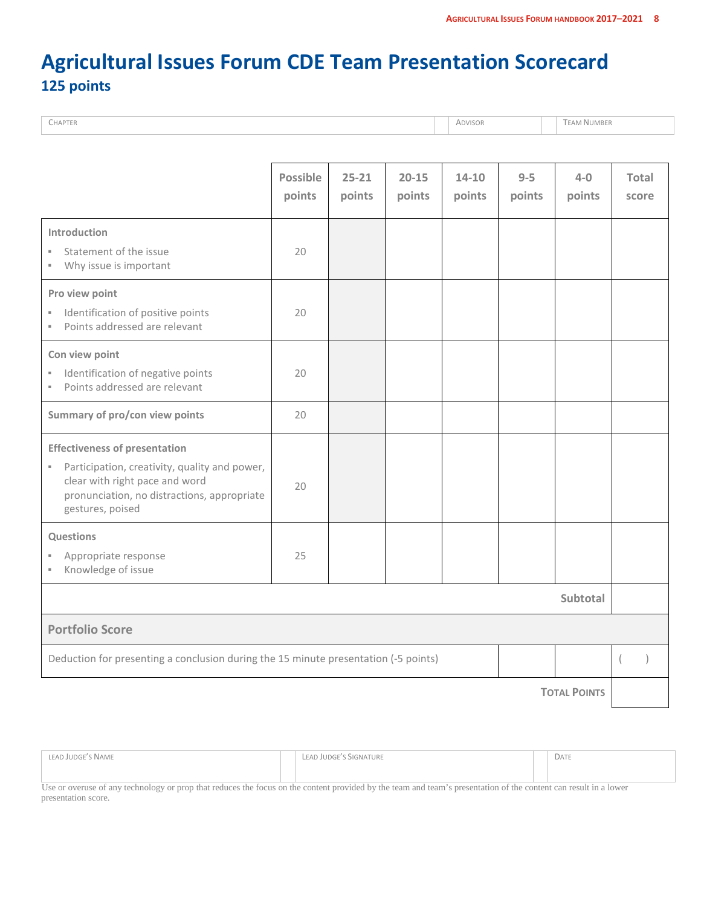# Agricultural Issues Forum CDE Team Presentation Scorecard

## 125 points

| Chapter | Advisor | Team Number |
|---|---|---|
| | | |

| | Possible points | 25-21 points | 20-15 points | 14-10 points | 9-5 points | 4-0 points | Total score |
|---|---|---|---|---|---|---|---|
| **Introduction**<br>▪ Statement of the issue<br>▪ Why issue is important | 20 | | | | | | |
| **Pro view point**<br>▪ Identification of positive points<br>▪ Points addressed are relevant | 20 | | | | | | |
| **Con view point**<br>▪ Identification of negative points<br>▪ Points addressed are relevant | 20 | | | | | | |
| **Summary of pro/con view points** | 20 | | | | | | |
| **Effectiveness of presentation**<br>▪ Participation, creativity, quality and power, clear with right pace and word pronunciation, no distractions, appropriate gestures, poised | 20 | | | | | | |
| **Questions**<br>▪ Appropriate response<br>▪ Knowledge of issue | 25 | | | | | | |
| | | | | | | **Subtotal** | |
| **Portfolio Score** | | | | | | | |
| Deduction for presenting a conclusion during the 15 minute presentation (-5 points) | | | | | | | ( ) |
| | | | | | | **Total Points** | |

| Lead Judge's Name | Lead Judge's Signature | Date |
|---|---|---|
| | | |

Use or overuse of any technology or prop that reduces the focus on the content provided by the team and team's presentation of the content can result in a lower presentation score.